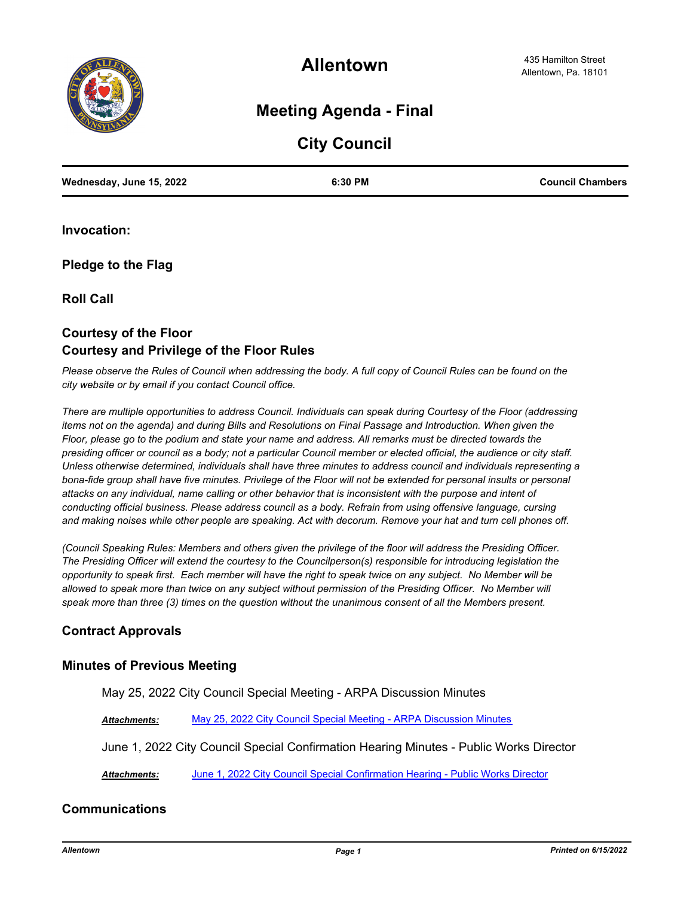# Allentown

435 Hamilton Street
Allentown, Pa. 18101

## Meeting Agenda - Final

## City Council

| Wednesday, June 15, 2022 | 6:30 PM | Council Chambers |
|---|---|---|

### Invocation:

### Pledge to the Flag

### Roll Call

### Courtesy of the Floor
### Courtesy and Privilege of the Floor Rules

*Please observe the Rules of Council when addressing the body. A full copy of Council Rules can be found on the city website or by email if you contact Council office.*

*There are multiple opportunities to address Council. Individuals can speak during Courtesy of the Floor (addressing items not on the agenda) and during Bills and Resolutions on Final Passage and Introduction. When given the Floor, please go to the podium and state your name and address. All remarks must be directed towards the presiding officer or council as a body; not a particular Council member or elected official, the audience or city staff. Unless otherwise determined, individuals shall have three minutes to address council and individuals representing a bona-fide group shall have five minutes. Privilege of the Floor will not be extended for personal insults or personal attacks on any individual, name calling or other behavior that is inconsistent with the purpose and intent of conducting official business. Please address council as a body. Refrain from using offensive language, cursing and making noises while other people are speaking. Act with decorum. Remove your hat and turn cell phones off.*

*(Council Speaking Rules: Members and others given the privilege of the floor will address the Presiding Officer. The Presiding Officer will extend the courtesy to the Councilperson(s) responsible for introducing legislation the opportunity to speak first. Each member will have the right to speak twice on any subject. No Member will be allowed to speak more than twice on any subject without permission of the Presiding Officer. No Member will speak more than three (3) times on the question without the unanimous consent of all the Members present.*

### Contract Approvals

### Minutes of Previous Meeting

May 25, 2022 City Council Special Meeting - ARPA Discussion Minutes

***Attachments:*** May 25, 2022 City Council Special Meeting - ARPA Discussion Minutes

June 1, 2022 City Council Special Confirmation Hearing Minutes - Public Works Director

***Attachments:*** June 1, 2022 City Council Special Confirmation Hearing - Public Works Director

### Communications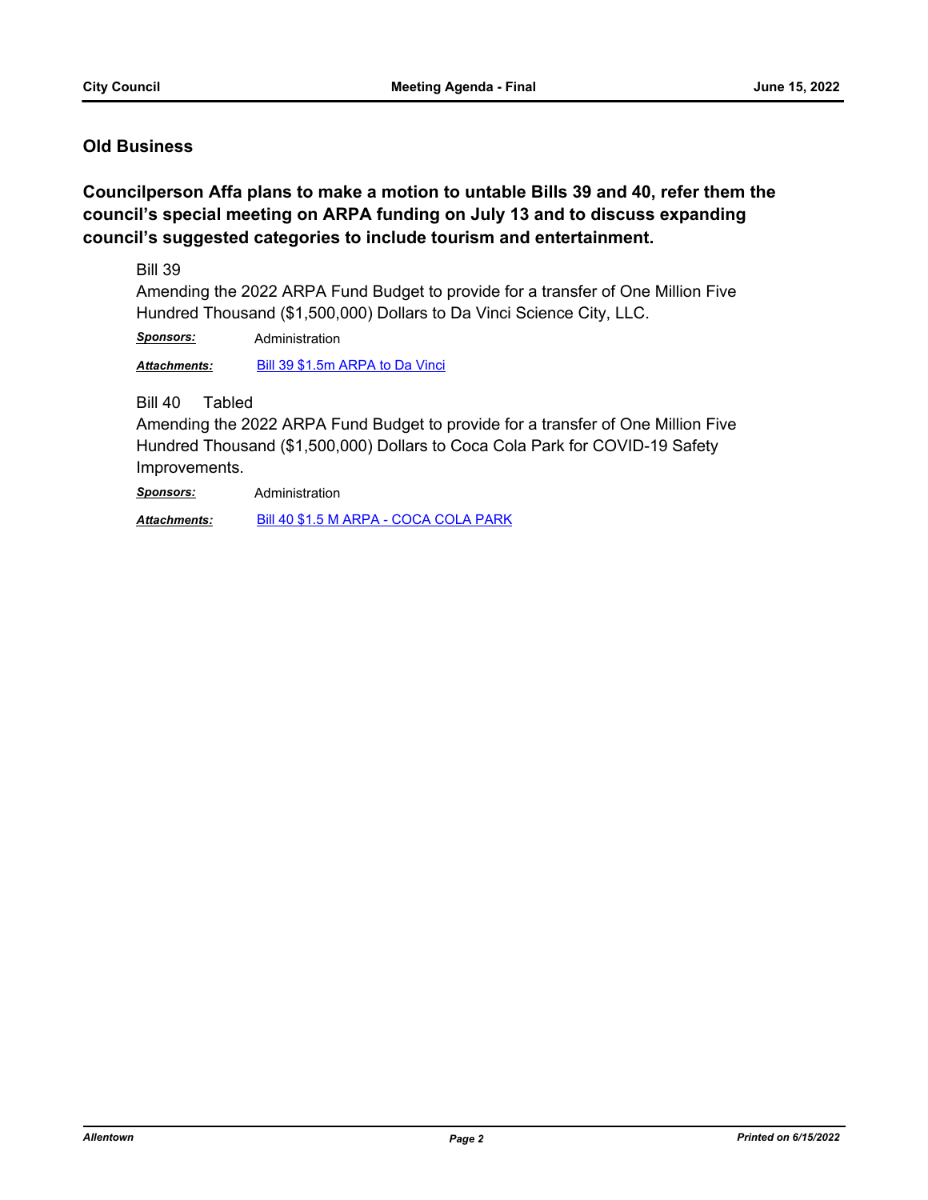## Old Business

### Councilperson Affa plans to make a motion to untable Bills 39 and 40, refer them the council's special meeting on ARPA funding on July 13 and to discuss expanding council's suggested categories to include tourism and entertainment.

Bill 39

Amending the 2022 ARPA Fund Budget to provide for a transfer of One Million Five Hundred Thousand ($1,500,000) Dollars to Da Vinci Science City, LLC.

***Sponsors:*** Administration

***Attachments:*** Bill 39 $1.5m ARPA to Da Vinci

Bill 40 Tabled

Amending the 2022 ARPA Fund Budget to provide for a transfer of One Million Five Hundred Thousand ($1,500,000) Dollars to Coca Cola Park for COVID-19 Safety Improvements.

***Sponsors:*** Administration

***Attachments:*** Bill 40 $1.5 M ARPA - COCA COLA PARK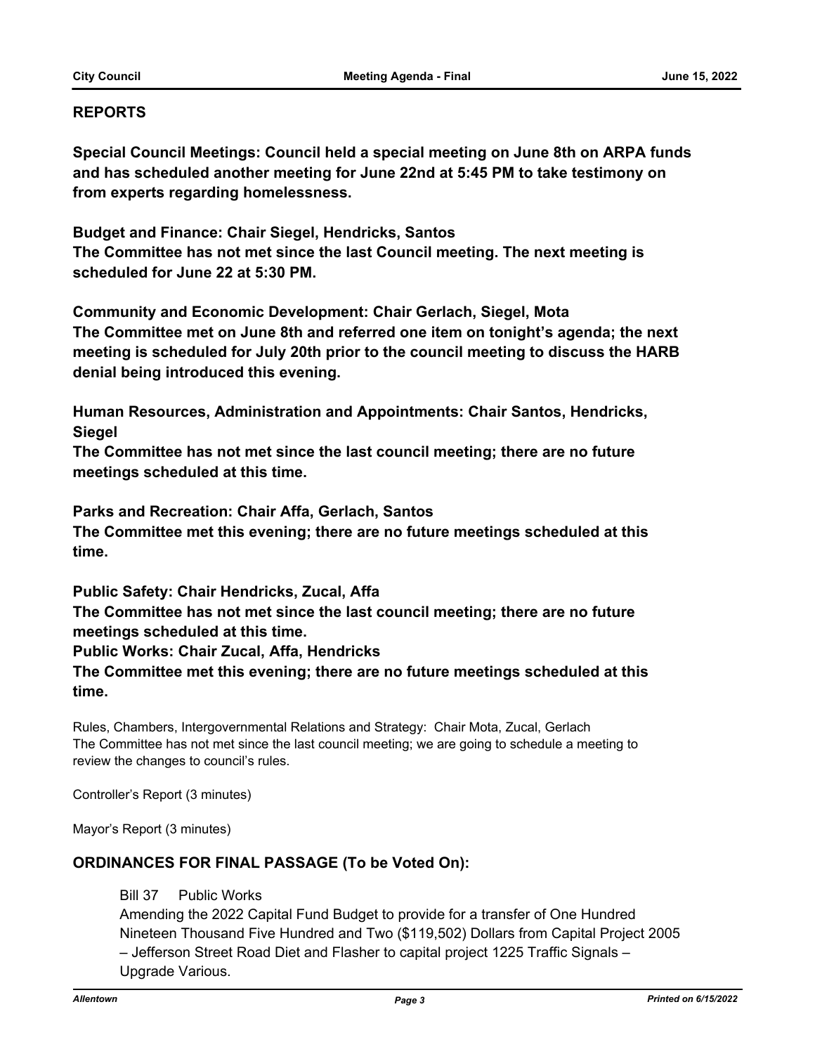## REPORTS

**Special Council Meetings: Council held a special meeting on June 8th on ARPA funds and has scheduled another meeting for June 22nd at 5:45 PM to take testimony on from experts regarding homelessness.**

**Budget and Finance: Chair Siegel, Hendricks, Santos**
**The Committee has not met since the last Council meeting. The next meeting is scheduled for June 22 at 5:30 PM.**

**Community and Economic Development: Chair Gerlach, Siegel, Mota**
**The Committee met on June 8th and referred one item on tonight's agenda; the next meeting is scheduled for July 20th prior to the council meeting to discuss the HARB denial being introduced this evening.**

**Human Resources, Administration and Appointments: Chair Santos, Hendricks, Siegel**
**The Committee has not met since the last council meeting; there are no future meetings scheduled at this time.**

**Parks and Recreation: Chair Affa, Gerlach, Santos**
**The Committee met this evening; there are no future meetings scheduled at this time.**

**Public Safety: Chair Hendricks, Zucal, Affa**
**The Committee has not met since the last council meeting; there are no future meetings scheduled at this time.**
**Public Works: Chair Zucal, Affa, Hendricks**
**The Committee met this evening; there are no future meetings scheduled at this time.**

Rules, Chambers, Intergovernmental Relations and Strategy: Chair Mota, Zucal, Gerlach
The Committee has not met since the last council meeting; we are going to schedule a meeting to review the changes to council's rules.

Controller's Report (3 minutes)

Mayor's Report (3 minutes)

## ORDINANCES FOR FINAL PASSAGE (To be Voted On):

Bill 37 Public Works

Amending the 2022 Capital Fund Budget to provide for a transfer of One Hundred Nineteen Thousand Five Hundred and Two ($119,502) Dollars from Capital Project 2005 – Jefferson Street Road Diet and Flasher to capital project 1225 Traffic Signals – Upgrade Various.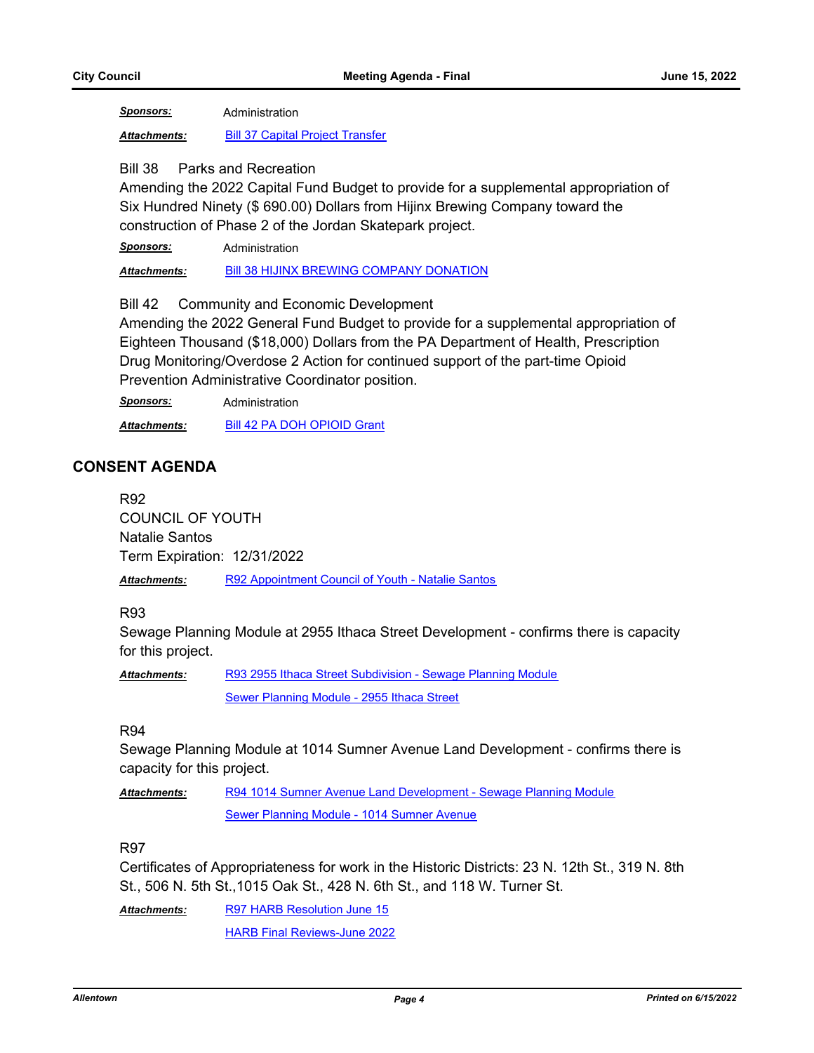***Sponsors:*** Administration

***Attachments:*** Bill 37 Capital Project Transfer

Bill 38 Parks and Recreation

Amending the 2022 Capital Fund Budget to provide for a supplemental appropriation of Six Hundred Ninety ($ 690.00) Dollars from Hijinx Brewing Company toward the construction of Phase 2 of the Jordan Skatepark project.

***Sponsors:*** Administration

***Attachments:*** Bill 38 HIJINX BREWING COMPANY DONATION

Bill 42 Community and Economic Development

Amending the 2022 General Fund Budget to provide for a supplemental appropriation of Eighteen Thousand ($18,000) Dollars from the PA Department of Health, Prescription Drug Monitoring/Overdose 2 Action for continued support of the part-time Opioid Prevention Administrative Coordinator position.

***Sponsors:*** Administration

***Attachments:*** Bill 42 PA DOH OPIOID Grant

## CONSENT AGENDA

R92

COUNCIL OF YOUTH

Natalie Santos

Term Expiration: 12/31/2022

***Attachments:*** R92 Appointment Council of Youth - Natalie Santos

R93

Sewage Planning Module at 2955 Ithaca Street Development - confirms there is capacity for this project.

***Attachments:*** R93 2955 Ithaca Street Subdivision - Sewage Planning Module

Sewer Planning Module - 2955 Ithaca Street

R94

Sewage Planning Module at 1014 Sumner Avenue Land Development - confirms there is capacity for this project.

***Attachments:*** R94 1014 Sumner Avenue Land Development - Sewage Planning Module

Sewer Planning Module - 1014 Sumner Avenue

R97

Certificates of Appropriateness for work in the Historic Districts: 23 N. 12th St., 319 N. 8th St., 506 N. 5th St.,1015 Oak St., 428 N. 6th St., and 118 W. Turner St.

***Attachments:*** R97 HARB Resolution June 15

HARB Final Reviews-June 2022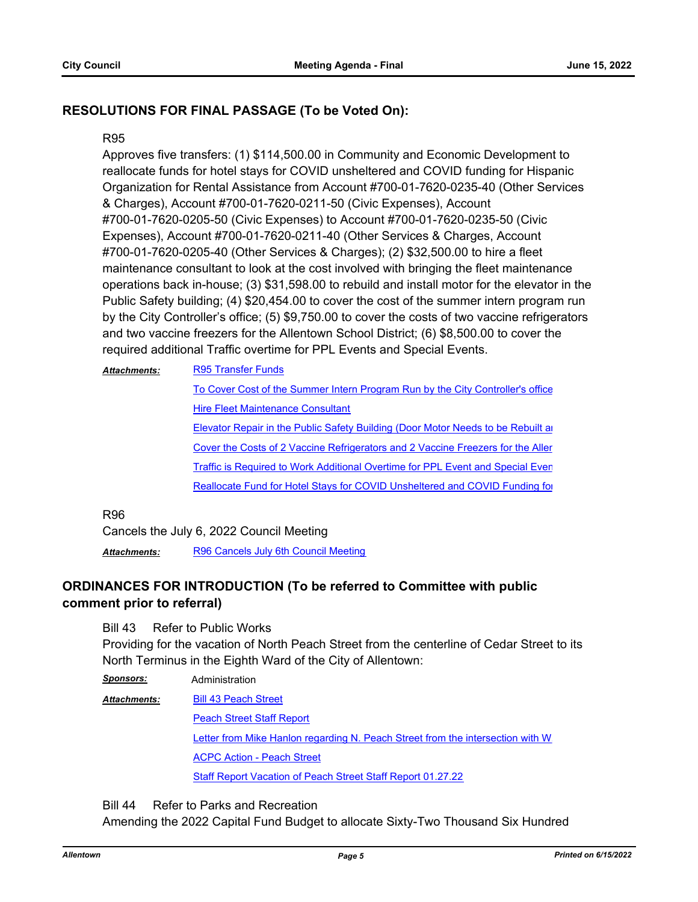## RESOLUTIONS FOR FINAL PASSAGE (To be Voted On):

R95

Approves five transfers: (1) $114,500.00 in Community and Economic Development to reallocate funds for hotel stays for COVID unsheltered and COVID funding for Hispanic Organization for Rental Assistance from Account #700-01-7620-0235-40 (Other Services & Charges), Account #700-01-7620-0211-50 (Civic Expenses), Account #700-01-7620-0205-50 (Civic Expenses) to Account #700-01-7620-0235-50 (Civic Expenses), Account #700-01-7620-0211-40 (Other Services & Charges, Account #700-01-7620-0205-40 (Other Services & Charges); (2) $32,500.00 to hire a fleet maintenance consultant to look at the cost involved with bringing the fleet maintenance operations back in-house; (3) $31,598.00 to rebuild and install motor for the elevator in the Public Safety building; (4) $20,454.00 to cover the cost of the summer intern program run by the City Controller's office; (5) $9,750.00 to cover the costs of two vaccine refrigerators and two vaccine freezers for the Allentown School District; (6) $8,500.00 to cover the required additional Traffic overtime for PPL Events and Special Events.

***Attachments:***
- R95 Transfer Funds
- To Cover Cost of the Summer Intern Program Run by the City Controller's office
- Hire Fleet Maintenance Consultant
- Elevator Repair in the Public Safety Building (Door Motor Needs to be Rebuilt a
- Cover the Costs of 2 Vaccine Refrigerators and 2 Vaccine Freezers for the Aller
- Traffic is Required to Work Additional Overtime for PPL Event and Special Even
- Reallocate Fund for Hotel Stays for COVID Unsheltered and COVID Funding fo

R96

Cancels the July 6, 2022 Council Meeting

***Attachments:***
- R96 Cancels July 6th Council Meeting

## ORDINANCES FOR INTRODUCTION (To be referred to Committee with public comment prior to referral)

Bill 43 Refer to Public Works

Providing for the vacation of North Peach Street from the centerline of Cedar Street to its North Terminus in the Eighth Ward of the City of Allentown:

***Sponsors:*** Administration

***Attachments:***
- Bill 43 Peach Street
- Peach Street Staff Report
- Letter from Mike Hanlon regarding N. Peach Street from the intersection with W
- ACPC Action - Peach Street
- Staff Report Vacation of Peach Street Staff Report 01.27.22

Bill 44 Refer to Parks and Recreation

Amending the 2022 Capital Fund Budget to allocate Sixty-Two Thousand Six Hundred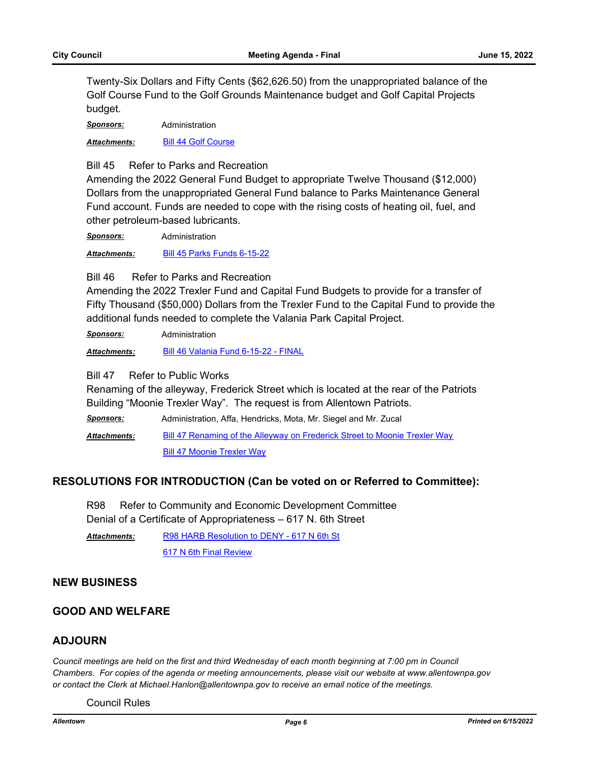Twenty-Six Dollars and Fifty Cents ($62,626.50) from the unappropriated balance of the Golf Course Fund to the Golf Grounds Maintenance budget and Golf Capital Projects budget.

***Sponsors:*** Administration

***Attachments:*** Bill 44 Golf Course

Bill 45 Refer to Parks and Recreation

Amending the 2022 General Fund Budget to appropriate Twelve Thousand ($12,000) Dollars from the unappropriated General Fund balance to Parks Maintenance General Fund account. Funds are needed to cope with the rising costs of heating oil, fuel, and other petroleum-based lubricants.

***Sponsors:*** Administration

***Attachments:*** Bill 45 Parks Funds 6-15-22

Bill 46 Refer to Parks and Recreation

Amending the 2022 Trexler Fund and Capital Fund Budgets to provide for a transfer of Fifty Thousand ($50,000) Dollars from the Trexler Fund to the Capital Fund to provide the additional funds needed to complete the Valania Park Capital Project.

***Sponsors:*** Administration

***Attachments:*** Bill 46 Valania Fund 6-15-22 - FINAL

Bill 47 Refer to Public Works

Renaming of the alleyway, Frederick Street which is located at the rear of the Patriots Building "Moonie Trexler Way". The request is from Allentown Patriots.

***Sponsors:*** Administration, Affa, Hendricks, Mota, Mr. Siegel and Mr. Zucal

***Attachments:*** Bill 47 Renaming of the Alleyway on Frederick Street to Moonie Trexler Way

Bill 47 Moonie Trexler Way

## RESOLUTIONS FOR INTRODUCTION (Can be voted on or Referred to Committee):

R98 Refer to Community and Economic Development Committee

Denial of a Certificate of Appropriateness – 617 N. 6th Street

***Attachments:*** R98 HARB Resolution to DENY - 617 N 6th St

617 N 6th Final Review

## NEW BUSINESS

## GOOD AND WELFARE

## ADJOURN

*Council meetings are held on the first and third Wednesday of each month beginning at 7:00 pm in Council Chambers. For copies of the agenda or meeting announcements, please visit our website at www.allentownpa.gov or contact the Clerk at Michael.Hanlon@allentownpa.gov to receive an email notice of the meetings.*

Council Rules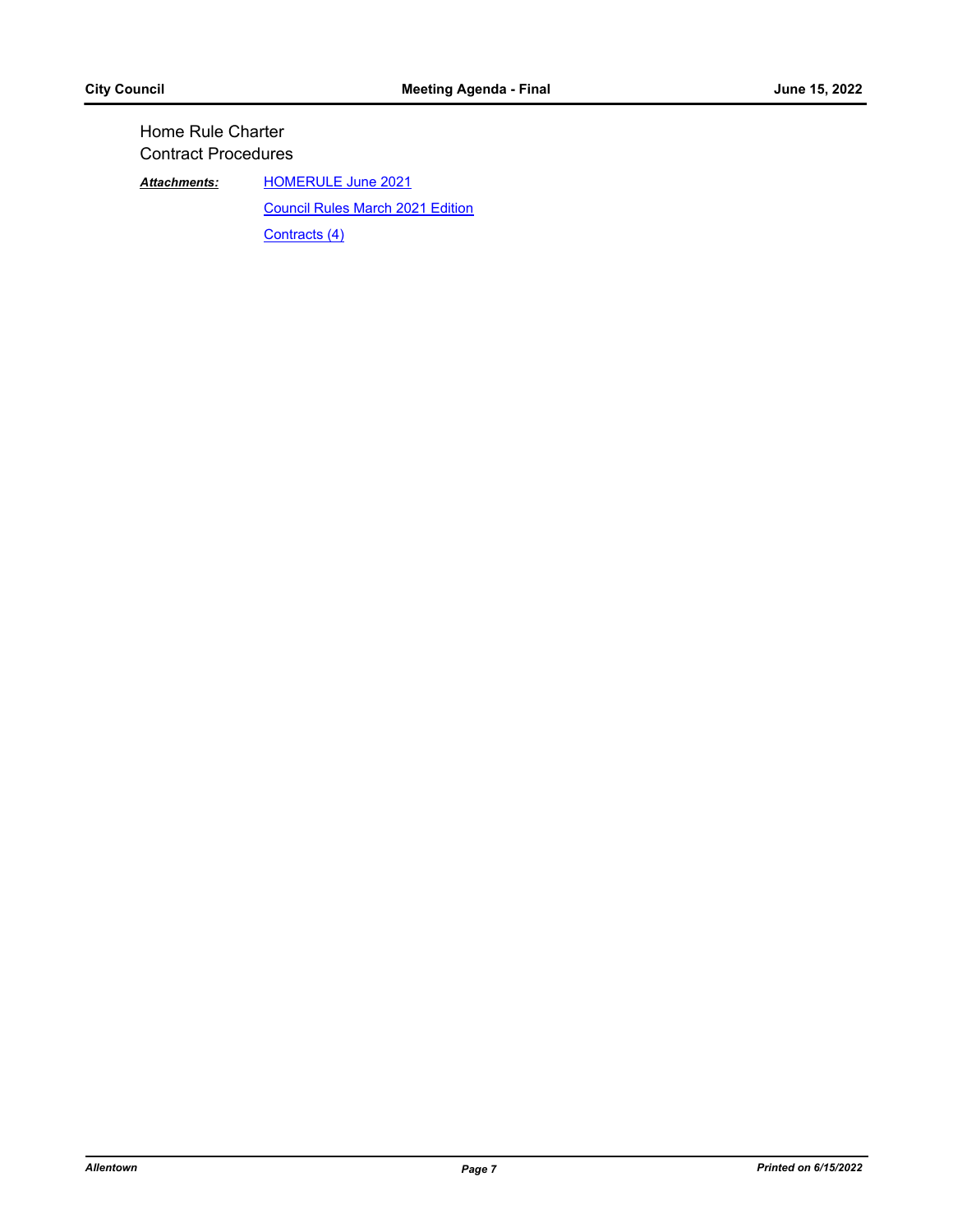Home Rule Charter
Contract Procedures

***Attachments:*** HOMERULE June 2021

Council Rules March 2021 Edition

Contracts (4)